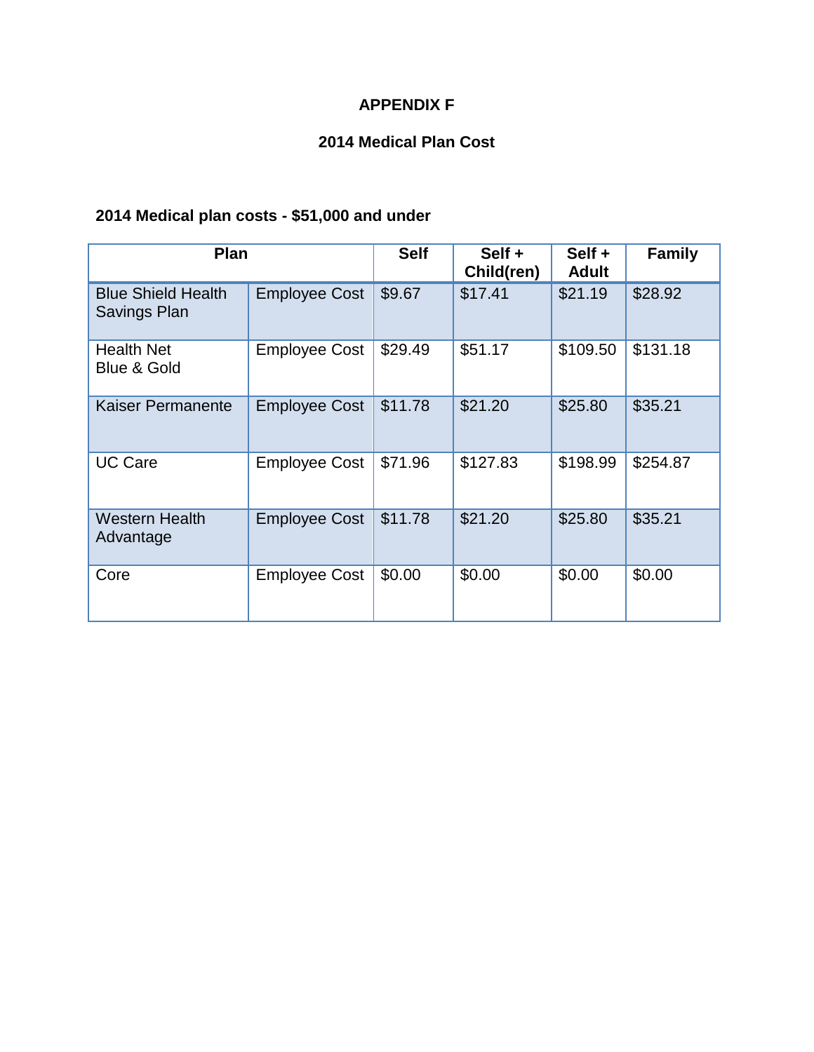# APPENDIX F

## 2014 Medical Plan Cost

### 2014 Medical plan costs - $51,000 and under

| Plan | | Self | Self + Child(ren) | Self + Adult | Family |
|---|---|---|---|---|---|
| Blue Shield Health Savings Plan | Employee Cost | $9.67 | $17.41 | $21.19 | $28.92 |
| Health Net Blue & Gold | Employee Cost | $29.49 | $51.17 | $109.50 | $131.18 |
| Kaiser Permanente | Employee Cost | $11.78 | $21.20 | $25.80 | $35.21 |
| UC Care | Employee Cost | $71.96 | $127.83 | $198.99 | $254.87 |
| Western Health Advantage | Employee Cost | $11.78 | $21.20 | $25.80 | $35.21 |
| Core | Employee Cost | $0.00 | $0.00 | $0.00 | $0.00 |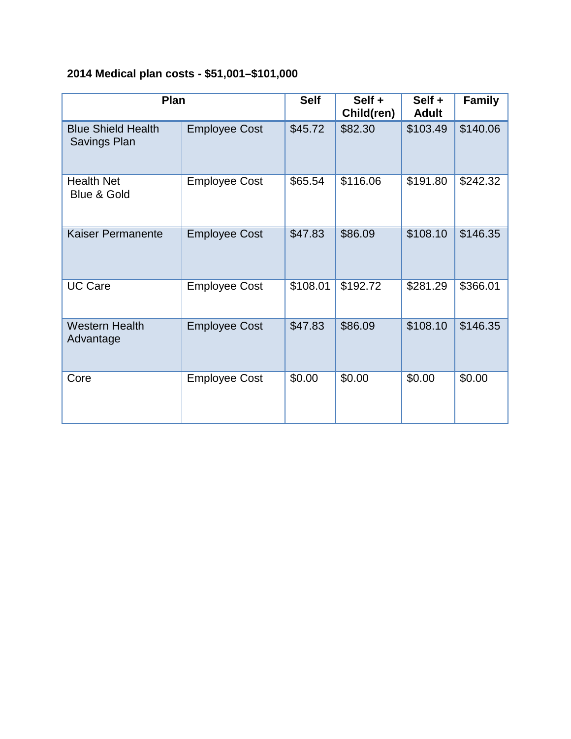**2014 Medical plan costs - $51,001–$101,000**

| Plan | | Self | Self + Child(ren) | Self + Adult | Family |
|---|---|---|---|---|---|
| Blue Shield Health Savings Plan | Employee Cost | $45.72 | $82.30 | $103.49 | $140.06 |
| Health Net Blue & Gold | Employee Cost | $65.54 | $116.06 | $191.80 | $242.32 |
| Kaiser Permanente | Employee Cost | $47.83 | $86.09 | $108.10 | $146.35 |
| UC Care | Employee Cost | $108.01 | $192.72 | $281.29 | $366.01 |
| Western Health Advantage | Employee Cost | $47.83 | $86.09 | $108.10 | $146.35 |
| Core | Employee Cost | $0.00 | $0.00 | $0.00 | $0.00 |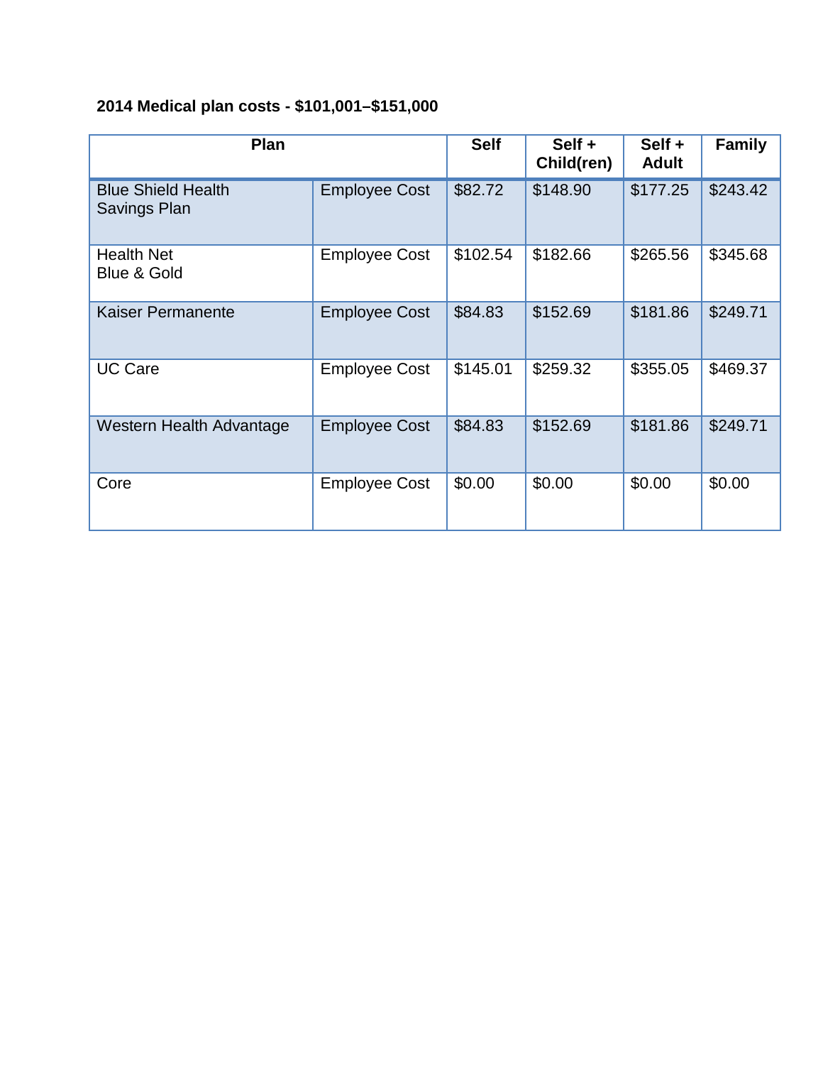**2014 Medical plan costs - $101,001–$151,000**

| Plan | | Self | Self + Child(ren) | Self + Adult | Family |
|---|---|---|---|---|---|
| Blue Shield Health Savings Plan | Employee Cost | $82.72 | $148.90 | $177.25 | $243.42 |
| Health Net Blue & Gold | Employee Cost | $102.54 | $182.66 | $265.56 | $345.68 |
| Kaiser Permanente | Employee Cost | $84.83 | $152.69 | $181.86 | $249.71 |
| UC Care | Employee Cost | $145.01 | $259.32 | $355.05 | $469.37 |
| Western Health Advantage | Employee Cost | $84.83 | $152.69 | $181.86 | $249.71 |
| Core | Employee Cost | $0.00 | $0.00 | $0.00 | $0.00 |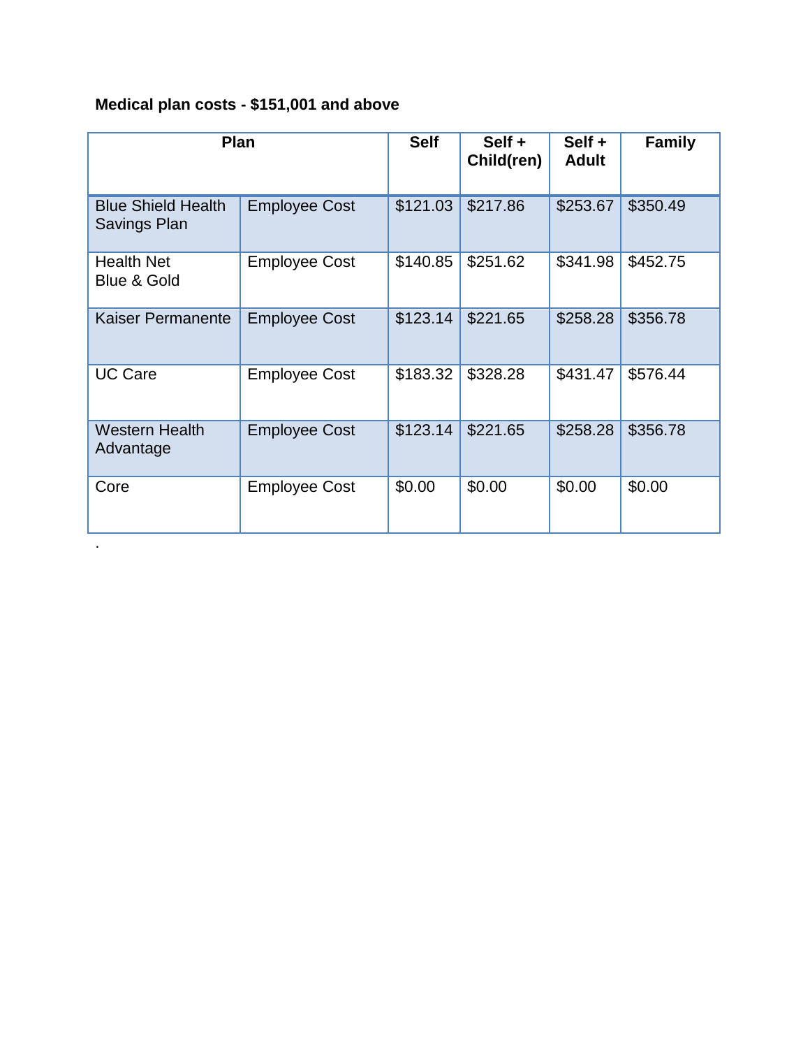**Medical plan costs - $151,001 and above**

| Plan | | Self | Self + Child(ren) | Self + Adult | Family |
|---|---|---|---|---|---|
| Blue Shield Health Savings Plan | Employee Cost | $121.03 | $217.86 | $253.67 | $350.49 |
| Health Net Blue & Gold | Employee Cost | $140.85 | $251.62 | $341.98 | $452.75 |
| Kaiser Permanente | Employee Cost | $123.14 | $221.65 | $258.28 | $356.78 |
| UC Care | Employee Cost | $183.32 | $328.28 | $431.47 | $576.44 |
| Western Health Advantage | Employee Cost | $123.14 | $221.65 | $258.28 | $356.78 |
| Core | Employee Cost | $0.00 | $0.00 | $0.00 | $0.00 |

.